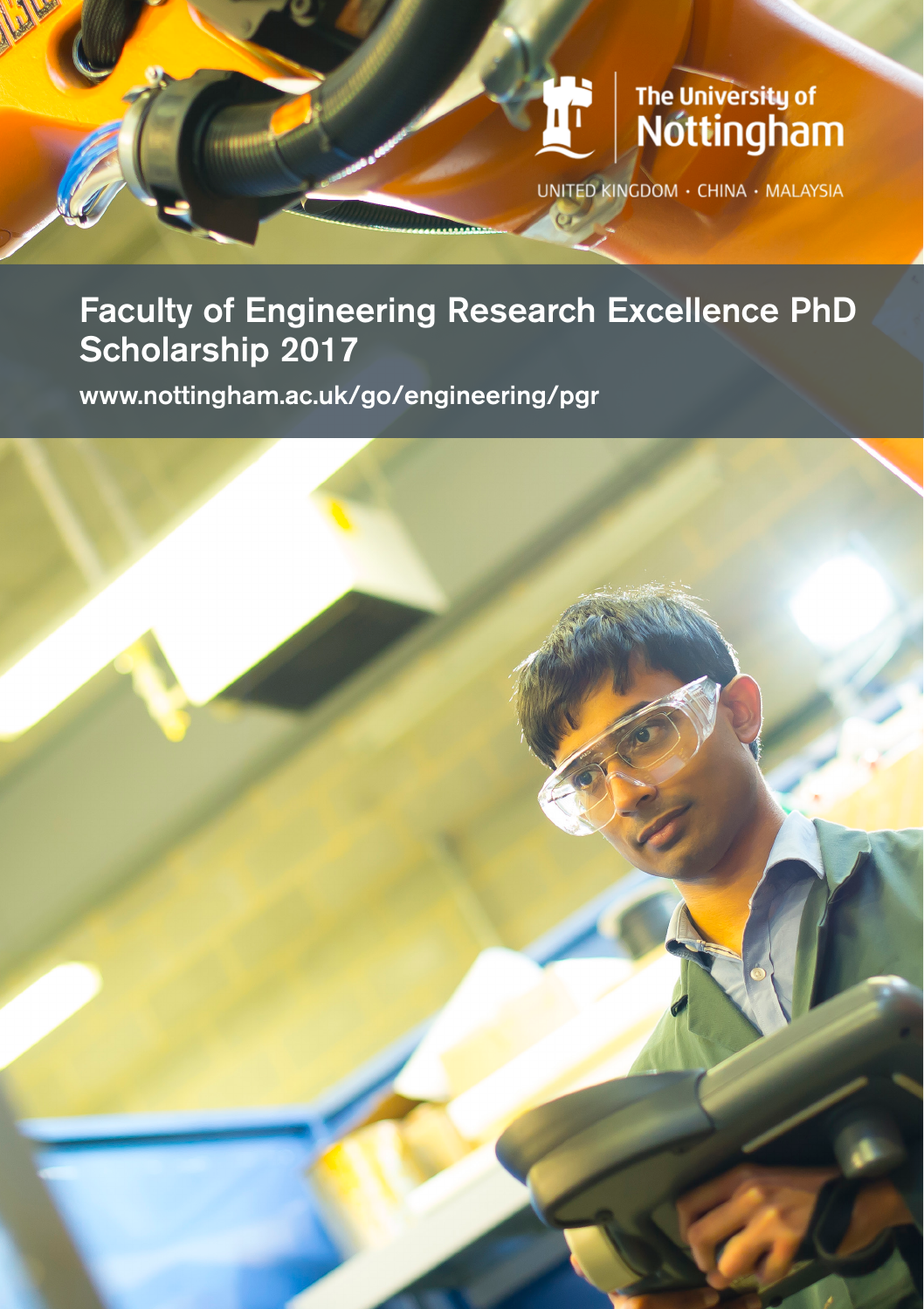The University of Nottingham

UNITED KINGDOM · CHINA · MALAYSIA

# Faculty of Engineering Research Excellence PhD Scholarship 2017

www.nottingham.ac.uk/go/engineering/pgr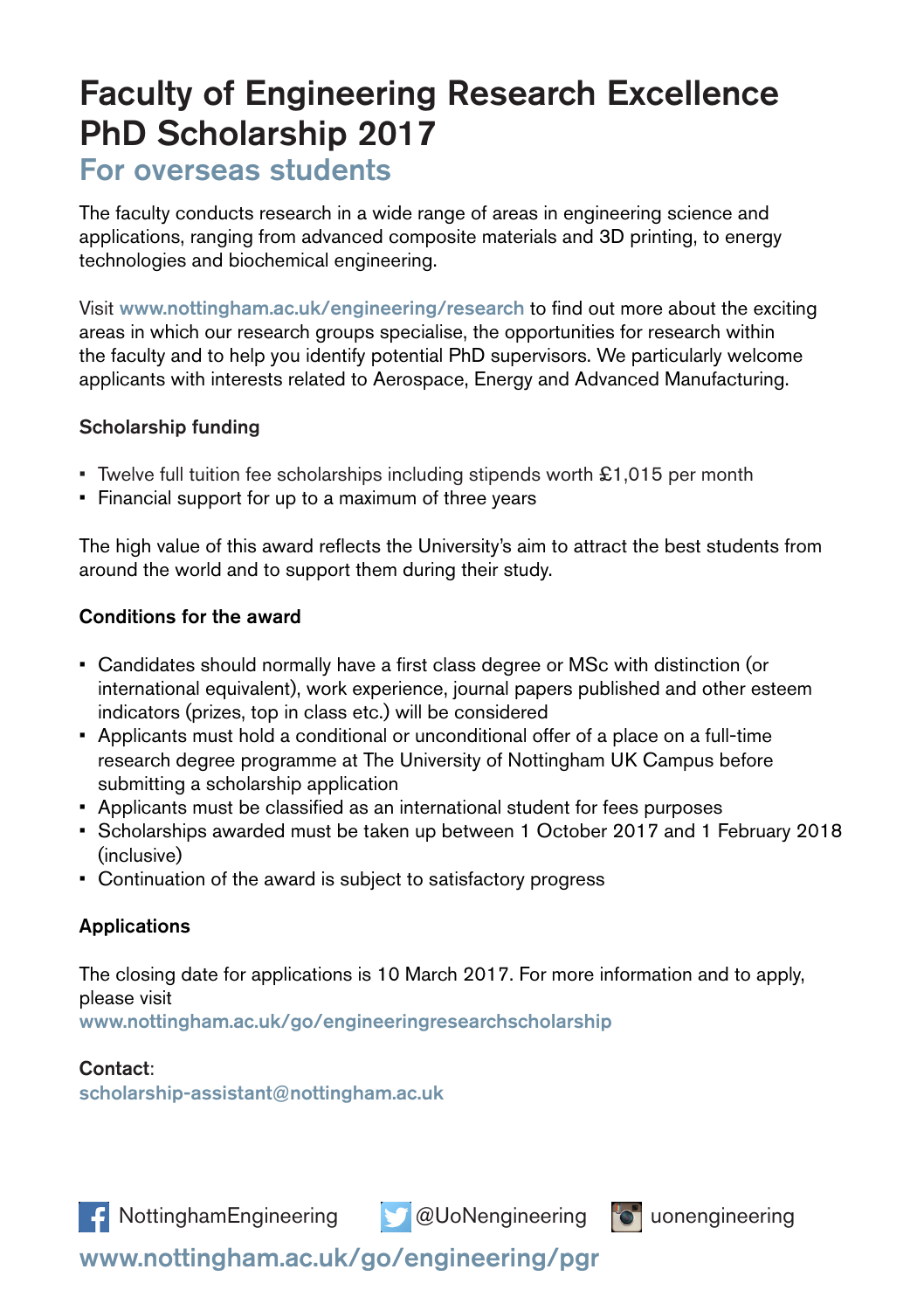# Faculty of Engineering Research Excellence PhD Scholarship 2017

## For overseas students

The faculty conducts research in a wide range of areas in engineering science and applications, ranging from advanced composite materials and 3D printing, to energy technologies and biochemical engineering.

Visit www.nottingham.ac.uk/engineering/research to find out more about the exciting areas in which our research groups specialise, the opportunities for research within the faculty and to help you identify potential PhD supervisors. We particularly welcome applicants with interests related to Aerospace, Energy and Advanced Manufacturing.

### Scholarship funding

- Twelve full tuition fee scholarships including stipends worth £1,015 per month
- Financial support for up to a maximum of three years

The high value of this award reflects the University's aim to attract the best students from around the world and to support them during their study.

### Conditions for the award

- Candidates should normally have a first class degree or MSc with distinction (or international equivalent), work experience, journal papers published and other esteem indicators (prizes, top in class etc.) will be considered
- Applicants must hold a conditional or unconditional offer of a place on a full-time research degree programme at The University of Nottingham UK Campus before submitting a scholarship application
- Applicants must be classified as an international student for fees purposes
- Scholarships awarded must be taken up between 1 October 2017 and 1 February 2018 (inclusive)
- Continuation of the award is subject to satisfactory progress

### Applications

The closing date for applications is 10 March 2017. For more information and to apply, please visit
www.nottingham.ac.uk/go/engineeringresearchscholarship

**Contact**:
scholarship-assistant@nottingham.ac.uk

NottinghamEngineering @UoNengineering uonengineering

www.nottingham.ac.uk/go/engineering/pgr